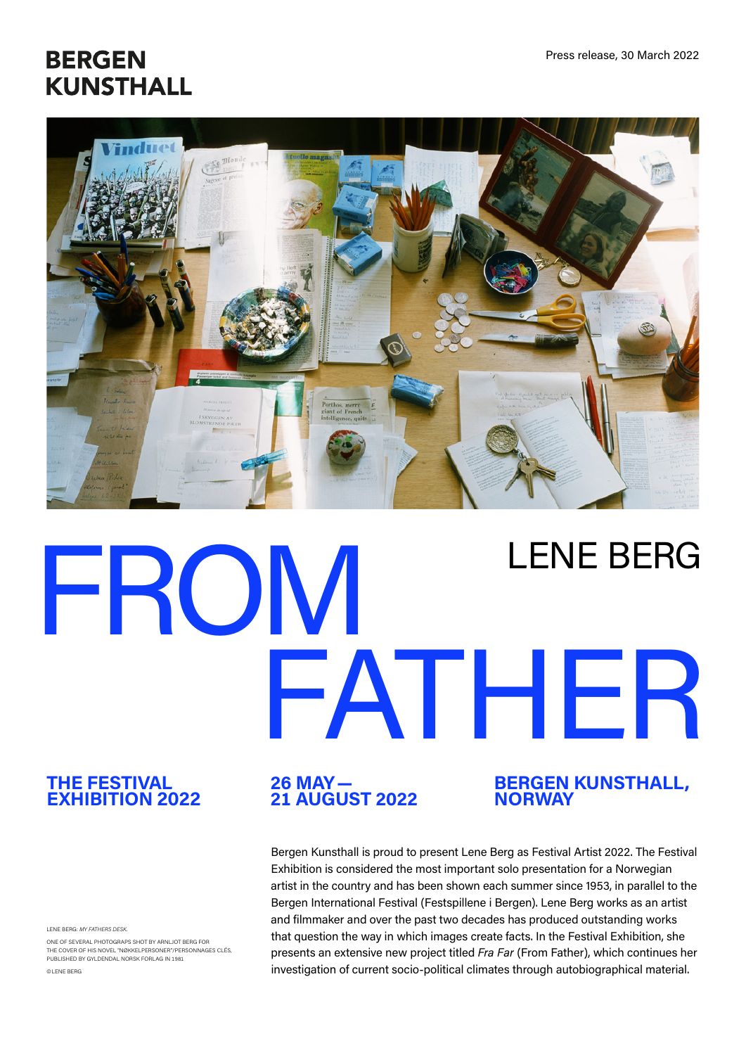# BERGEN KUNSTHALL

Press release, 30 March 2022

# FROM FATHER

## LENE BERG

**THE FESTIVAL EXHIBITION 2022**

**26 MAY — 21 AUGUST 2022**

**BERGEN KUNSTHALL, NORWAY**

LENE BERG: *MY FATHERS DESK.*

ONE OF SEVERAL PHOTOGRAPS SHOT BY ARNLJOT BERG FOR THE COVER OF HIS NOVEL "NØKKELPERSONER"/PERSONNAGES CLÉS, PUBLISHED BY GYLDENDAL NORSK FORLAG IN 1981

© LENE BERG

Bergen Kunsthall is proud to present Lene Berg as Festival Artist 2022. The Festival Exhibition is considered the most important solo presentation for a Norwegian artist in the country and has been shown each summer since 1953, in parallel to the Bergen International Festival (Festspillene i Bergen). Lene Berg works as an artist and filmmaker and over the past two decades has produced outstanding works that question the way in which images create facts. In the Festival Exhibition, she presents an extensive new project titled *Fra Far* (From Father), which continues her investigation of current socio-political climates through autobiographical material.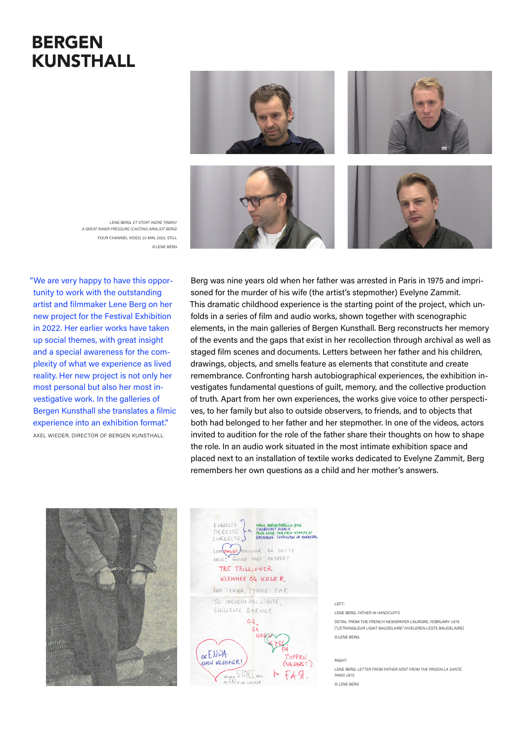# BERGEN KUNSTHALL

LENE BERG: *ET STORT INDRE TRØKK/ A GREAT INNER PRESSURE (CASTING ARNLJOT BERG)*

FOUR CHANNEL VIDEO, 10 MIN, 2022, STILL

© LENE BERG

"We are very happy to have this opportunity to work with the outstanding artist and filmmaker Lene Berg on her new project for the Festival Exhibition in 2022. Her earlier works have taken up social themes, with great insight and a special awareness for the complexity of what we experience as lived reality. Her new project is not only her most personal but also her most investigative work. In the galleries of Bergen Kunsthall she translates a filmic experience into an exhibition format."

AXEL WIEDER, DIRECTOR OF BERGEN KUNSTHALL

Berg was nine years old when her father was arrested in Paris in 1975 and imprisoned for the murder of his wife (the artist's stepmother) Evelyne Zammit. This dramatic childhood experience is the starting point of the project, which unfolds in a series of film and audio works, shown together with scenographic elements, in the main galleries of Bergen Kunsthall. Berg reconstructs her memory of the events and the gaps that exist in her recollection through archival as well as staged film scenes and documents. Letters between her father and his children, drawings, objects, and smells feature as elements that constitute and create remembrance. Confronting harsh autobiographical experiences, the exhibition investigates fundamental questions of guilt, memory, and the collective production of truth. Apart from her own experiences, the works give voice to other perspectives, to her family but also to outside observers, to friends, and to objects that both had belonged to her father and her stepmother. In one of the videos, actors invited to audition for the role of the father share their thoughts on how to shape the role. In an audio work situated in the most intimate exhibition space and placed next to an installation of textile works dedicated to Evelyne Zammit, Berg remembers her own questions as a child and her mother's answers.

LEFT:

LENE BERG: *FATHER IN HANDCUFFS*

DETAIL FROM THE FRENCH NEWSPAPER L'AURORE, FEBRUARY 1975 ("L'ETRANGLEUR LISAIT BAUDELAIRE"/KVELEREN LESTE BAUDELAIRE)

© LENE BERG

RIGHT:

LENE BERG: *LETTER FROM FATHER SENT FROM THE PRISON LA SANTÉ, PARIS 1975*

*© LENE BERG*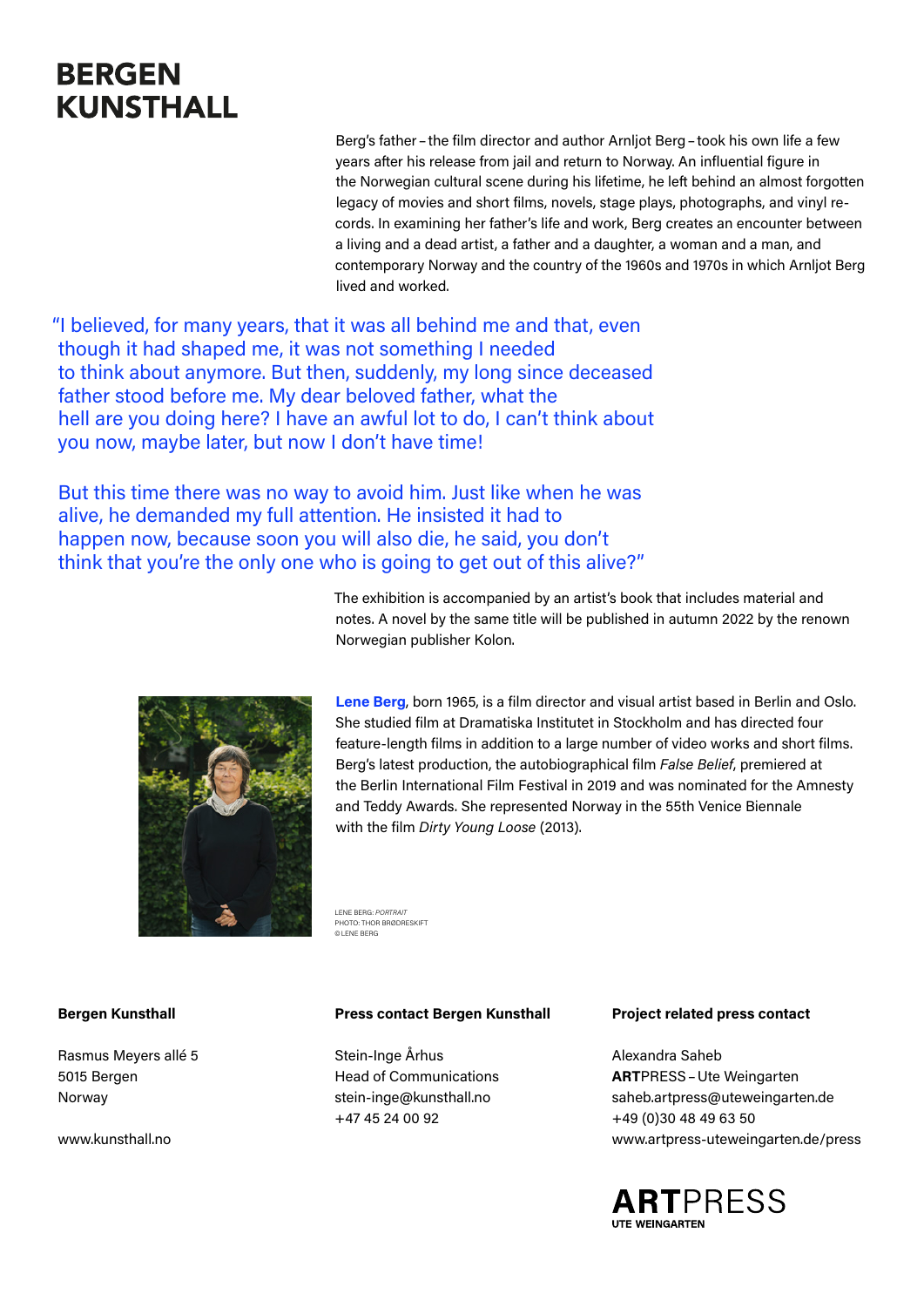# BERGEN KUNSTHALL

Berg's father – the film director and author Arnljot Berg – took his own life a few years after his release from jail and return to Norway. An influential figure in the Norwegian cultural scene during his lifetime, he left behind an almost forgotten legacy of movies and short films, novels, stage plays, photographs, and vinyl records. In examining her father's life and work, Berg creates an encounter between a living and a dead artist, a father and a daughter, a woman and a man, and contemporary Norway and the country of the 1960s and 1970s in which Arnljot Berg lived and worked.

"I believed, for many years, that it was all behind me and that, even though it had shaped me, it was not something I needed to think about anymore. But then, suddenly, my long since deceased father stood before me. My dear beloved father, what the hell are you doing here? I have an awful lot to do, I can't think about you now, maybe later, but now I don't have time!

But this time there was no way to avoid him. Just like when he was alive, he demanded my full attention. He insisted it had to happen now, because soon you will also die, he said, you don't think that you're the only one who is going to get out of this alive?"

The exhibition is accompanied by an artist's book that includes material and notes. A novel by the same title will be published in autumn 2022 by the renown Norwegian publisher Kolon.

**Lene Berg**, born 1965, is a film director and visual artist based in Berlin and Oslo. She studied film at Dramatiska Institutet in Stockholm and has directed four feature-length films in addition to a large number of video works and short films. Berg's latest production, the autobiographical film *False Belief*, premiered at the Berlin International Film Festival in 2019 and was nominated for the Amnesty and Teddy Awards. She represented Norway in the 55th Venice Biennale with the film *Dirty Young Loose* (2013).

LENE BERG: *PORTRAIT*
PHOTO: THOR BRØDRESKIFT
© LENE BERG

**Bergen Kunsthall**

Rasmus Meyers allé 5
5015 Bergen
Norway

www.kunsthall.no

**Press contact Bergen Kunsthall**

Stein-Inge Århus
Head of Communications
stein-inge@kunsthall.no
+47 45 24 00 92

**Project related press contact**

Alexandra Saheb
**ART**PRESS – Ute Weingarten
saheb.artpress@uteweingarten.de
+49 (0)30 48 49 63 50
www.artpress-uteweingarten.de/press

**ART**PRESS
UTE WEINGARTEN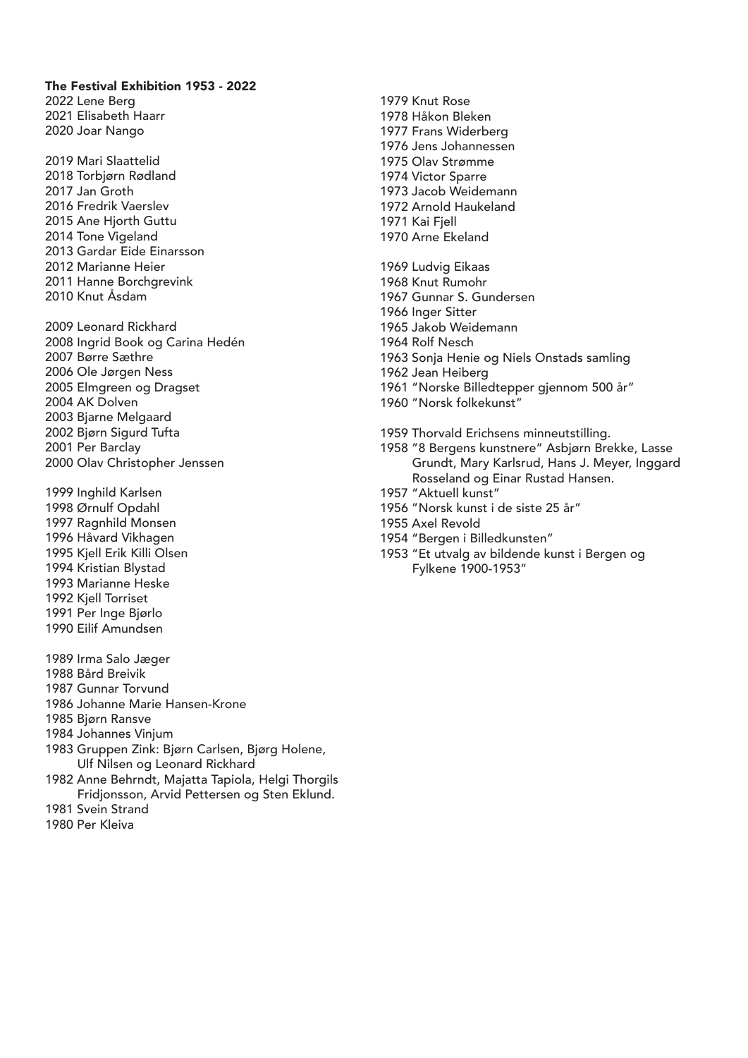**The Festival Exhibition 1953 - 2022**

2022 Lene Berg
2021 Elisabeth Haarr
2020 Joar Nango

2019 Mari Slaattelid
2018 Torbjørn Rødland
2017 Jan Groth
2016 Fredrik Vaerslev
2015 Ane Hjorth Guttu
2014 Tone Vigeland
2013 Gardar Eide Einarsson
2012 Marianne Heier
2011 Hanne Borchgrevink
2010 Knut Åsdam

2009 Leonard Rickhard
2008 Ingrid Book og Carina Hedén
2007 Børre Sæthre
2006 Ole Jørgen Ness
2005 Elmgreen og Dragset
2004 AK Dolven
2003 Bjarne Melgaard
2002 Bjørn Sigurd Tufta
2001 Per Barclay
2000 Olav Christopher Jenssen

1999 Inghild Karlsen
1998 Ørnulf Opdahl
1997 Ragnhild Monsen
1996 Håvard Vikhagen
1995 Kjell Erik Killi Olsen
1994 Kristian Blystad
1993 Marianne Heske
1992 Kjell Torriset
1991 Per Inge Bjørlo
1990 Eilif Amundsen

1989 Irma Salo Jæger
1988 Bård Breivik
1987 Gunnar Torvund
1986 Johanne Marie Hansen-Krone
1985 Bjørn Ransve
1984 Johannes Vinjum
1983 Gruppen Zink: Bjørn Carlsen, Bjørg Holene, Ulf Nilsen og Leonard Rickhard
1982 Anne Behrndt, Majatta Tapiola, Helgi Thorgils Fridjonsson, Arvid Pettersen og Sten Eklund.
1981 Svein Strand
1980 Per Kleiva

1979 Knut Rose
1978 Håkon Bleken
1977 Frans Widerberg
1976 Jens Johannessen
1975 Olav Strømme
1974 Victor Sparre
1973 Jacob Weidemann
1972 Arnold Haukeland
1971 Kai Fjell
1970 Arne Ekeland

1969 Ludvig Eikaas
1968 Knut Rumohr
1967 Gunnar S. Gundersen
1966 Inger Sitter
1965 Jakob Weidemann
1964 Rolf Nesch
1963 Sonja Henie og Niels Onstads samling
1962 Jean Heiberg
1961 "Norske Billedtepper gjennom 500 år"
1960 "Norsk folkekunst"

1959 Thorvald Erichsens minneutstilling.
1958 "8 Bergens kunstnere" Asbjørn Brekke, Lasse Grundt, Mary Karlsrud, Hans J. Meyer, Inggard Rosseland og Einar Rustad Hansen.
1957 "Aktuell kunst"
1956 "Norsk kunst i de siste 25 år"
1955 Axel Revold
1954 "Bergen i Billedkunsten"
1953 "Et utvalg av bildende kunst i Bergen og Fylkene 1900-1953"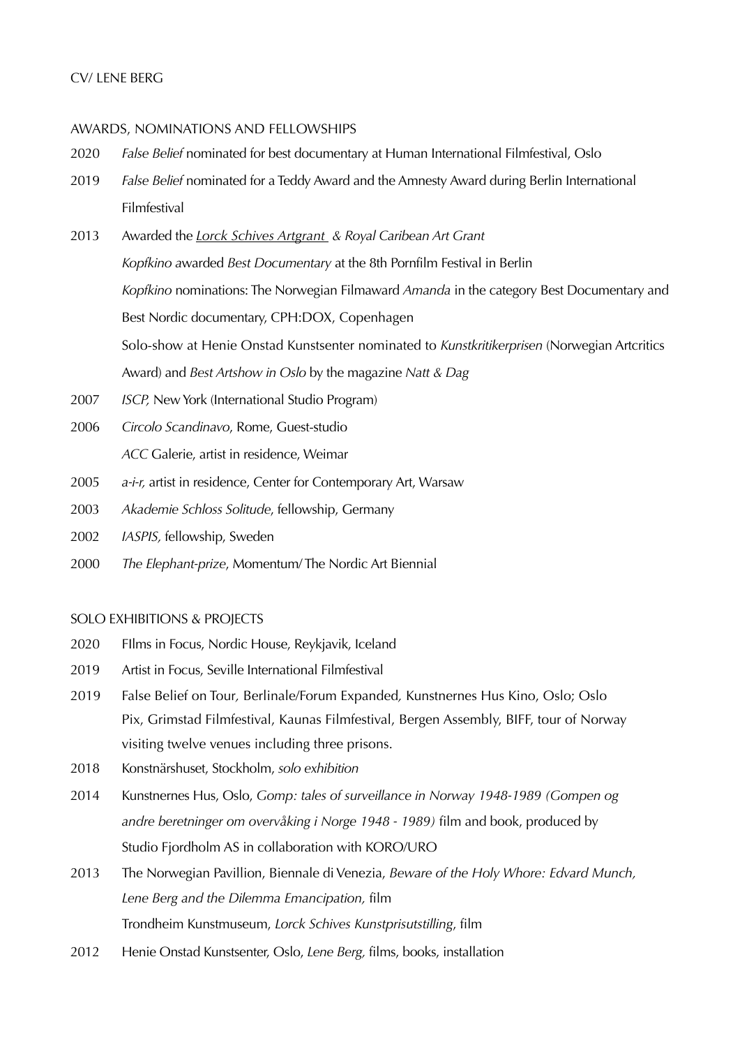CV/ LENE BERG

## AWARDS, NOMINATIONS AND FELLOWSHIPS

2020 *False Belief* nominated for best documentary at Human International Filmfestival, Oslo

2019 *False Belief* nominated for a Teddy Award and the Amnesty Award during Berlin International Filmfestival

2013 Awarded the *Lorck Schives Artgrant & Royal Caribean Art Grant*
*Kopfkino* awarded *Best Documentary* at the 8th Pornfilm Festival in Berlin
*Kopfkino* nominations: The Norwegian Filmaward *Amanda* in the category Best Documentary and Best Nordic documentary, CPH:DOX, Copenhagen
Solo-show at Henie Onstad Kunstsenter nominated to *Kunstkritikerprisen* (Norwegian Artcritics Award) and *Best Artshow in Oslo* by the magazine *Natt & Dag*

2007 *ISCP,* New York (International Studio Program)

2006 *Circolo Scandinavo*, Rome, Guest-studio
*ACC* Galerie, artist in residence, Weimar

2005 *a-i-r,* artist in residence, Center for Contemporary Art, Warsaw

2003 *Akademie Schloss Solitude*, fellowship, Germany

2002 *IASPIS,* fellowship, Sweden

2000 *The Elephant-prize*, Momentum/ The Nordic Art Biennial

## SOLO EXHIBITIONS & PROJECTS

2020 FIlms in Focus, Nordic House, Reykjavik, Iceland

2019 Artist in Focus, Seville International Filmfestival

2019 False Belief on Tour*,* Berlinale/Forum Expanded*,* Kunstnernes Hus Kino, Oslo; Oslo Pix, Grimstad Filmfestival, Kaunas Filmfestival, Bergen Assembly, BIFF, tour of Norway visiting twelve venues including three prisons.

2018 Konstnärshuset, Stockholm, *solo exhibition*

2014 Kunstnernes Hus, Oslo, *Gomp: tales of surveillance in Norway 1948-1989 (Gompen og andre beretninger om overvåking i Norge 1948 - 1989)* film and book, produced by Studio Fjordholm AS in collaboration with KORO/URO

2013 The Norwegian Pavillion, Biennale di Venezia, *Beware of the Holy Whore: Edvard Munch, Lene Berg and the Dilemma Emancipation,* film
Trondheim Kunstmuseum, *Lorck Schives Kunstprisutstilling*, film

2012 Henie Onstad Kunstsenter, Oslo, *Lene Berg,* films, books, installation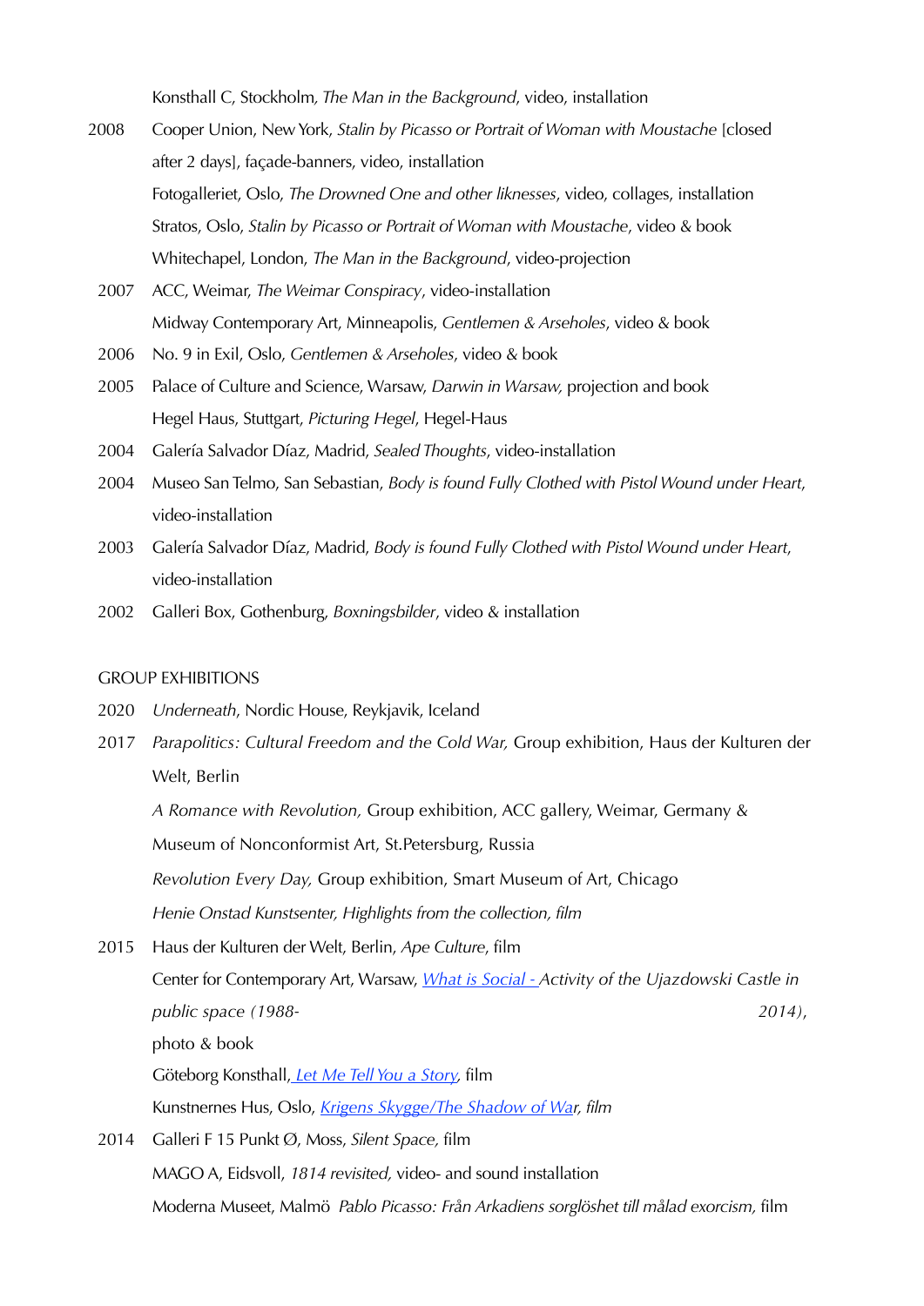Konsthall C, Stockholm, *The Man in the Background*, video, installation

2008 Cooper Union, New York, *Stalin by Picasso or Portrait of Woman with Moustache* [closed after 2 days], façade-banners, video, installation
Fotogalleriet, Oslo, *The Drowned One and other likenesses*, video, collages, installation
Stratos, Oslo, *Stalin by Picasso or Portrait of Woman with Moustache*, video & book
Whitechapel, London, *The Man in the Background*, video-projection

2007 ACC, Weimar, *The Weimar Conspiracy*, video-installation
Midway Contemporary Art, Minneapolis, *Gentlemen & Arseholes*, video & book

2006 No. 9 in Exil, Oslo, *Gentlemen & Arseholes*, video & book

2005 Palace of Culture and Science, Warsaw, *Darwin in Warsaw,* projection and book
Hegel Haus, Stuttgart, *Picturing Hegel*, Hegel-Haus

2004 Galería Salvador Díaz, Madrid, *Sealed Thoughts*, video-installation

2004 Museo San Telmo, San Sebastian, *Body is found Fully Clothed with Pistol Wound under Heart*, video-installation

2003 Galería Salvador Díaz, Madrid, *Body is found Fully Clothed with Pistol Wound under Heart*, video-installation

2002 Galleri Box, Gothenburg, *Boxningsbilder*, video & installation

## GROUP EXHIBITIONS

2020 *Underneath*, Nordic House, Reykjavik, Iceland

2017 *Parapolitics: Cultural Freedom and the Cold War,* Group exhibition, Haus der Kulturen der Welt, Berlin
*A Romance with Revolution,* Group exhibition, ACC gallery, Weimar, Germany & Museum of Nonconformist Art, St.Petersburg, Russia
*Revolution Every Day,* Group exhibition, Smart Museum of Art, Chicago
*Henie Onstad Kunstsenter, Highlights from the collection, film*

2015 Haus der Kulturen der Welt, Berlin, *Ape Culture*, film
Center for Contemporary Art, Warsaw, *What is Social - Activity of the Ujazdowski Castle in public space (1988-2014)*, photo & book
Göteborg Konsthall, *Let Me Tell You a Story*, film
Kunstnernes Hus, Oslo, *Krigens Skygge/The Shadow of War, film*

2014 Galleri F 15 Punkt Ø, Moss, *Silent Space,* film
MAGO A, Eidsvoll, *1814 revisited,* video- and sound installation
Moderna Museet, Malmö *Pablo Picasso: Från Arkadiens sorglöshet till målad exorcism,* film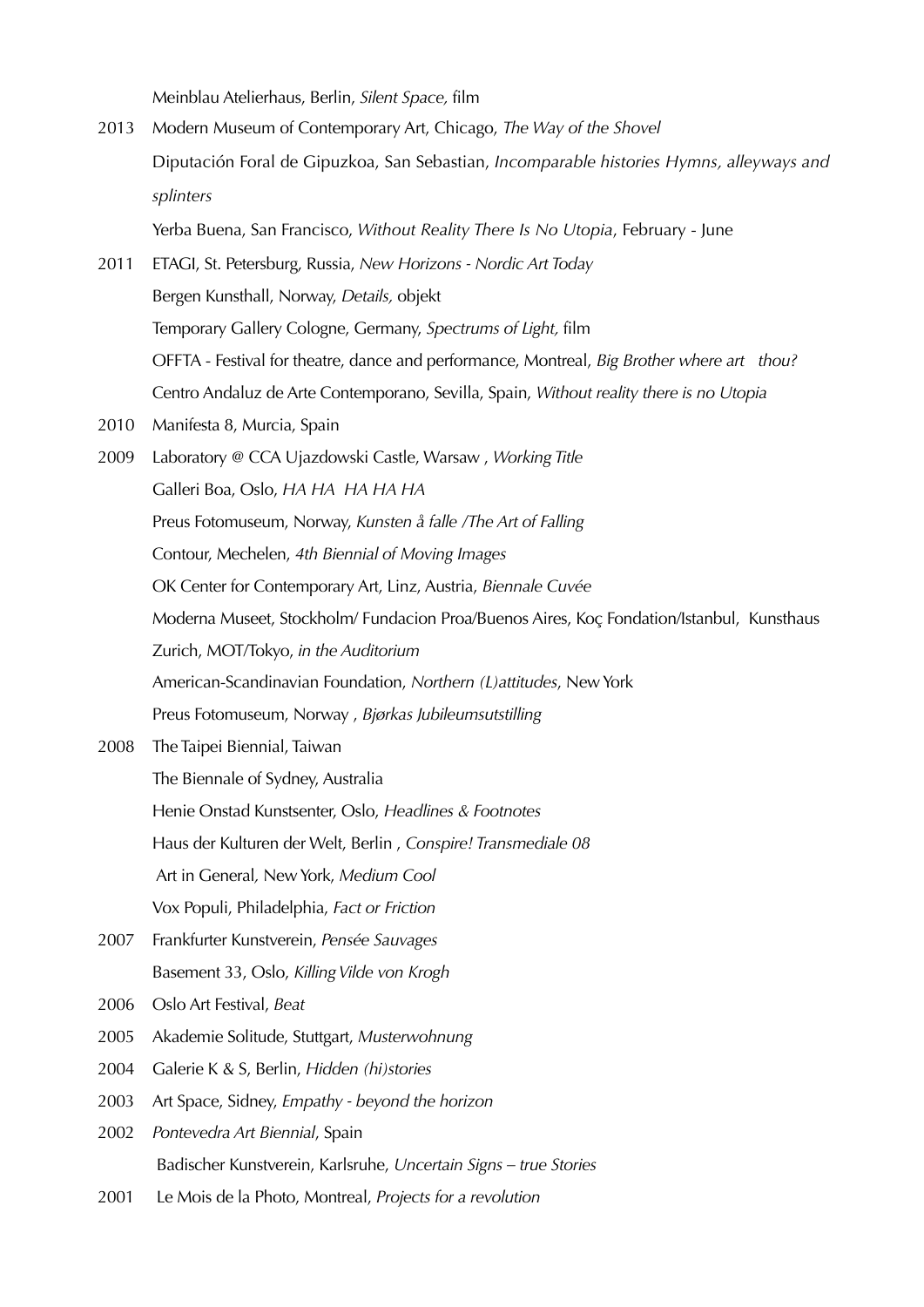Meinblau Atelierhaus, Berlin, *Silent Space,* film

2013 Modern Museum of Contemporary Art, Chicago, *The Way of the Shovel*

Diputación Foral de Gipuzkoa, San Sebastian, *Incomparable histories Hymns, alleyways and splinters*

Yerba Buena, San Francisco, *Without Reality There Is No Utopia*, February - June

2011 ETAGI, St. Petersburg, Russia, *New Horizons - Nordic Art Today*

Bergen Kunsthall, Norway, *Details,* objekt

Temporary Gallery Cologne, Germany, *Spectrums of Light,* film

OFFTA - Festival for theatre, dance and performance, Montreal, *Big Brother where art thou?*

Centro Andaluz de Arte Contemporano, Sevilla, Spain, *Without reality there is no Utopia*

2010 Manifesta 8, Murcia, Spain

2009 Laboratory @ CCA Ujazdowski Castle, Warsaw , *Working Title*

Galleri Boa, Oslo, *HA HA HA HA HA*

Preus Fotomuseum, Norway, *Kunsten å falle /The Art of Falling*

Contour, Mechelen, *4th Biennial of Moving Images*

OK Center for Contemporary Art, Linz, Austria, *Biennale Cuvée*

Moderna Museet, Stockholm/ Fundacion Proa/Buenos Aires, Koç Fondation/Istanbul, Kunsthaus Zurich, MOT/Tokyo, *in the Auditorium*

American-Scandinavian Foundation, *Northern (L)attitudes*, New York

Preus Fotomuseum, Norway , *Bjørkas Jubileumsutstilling*

2008 The Taipei Biennial, Taiwan

The Biennale of Sydney, Australia

Henie Onstad Kunstsenter, Oslo, *Headlines & Footnotes*

Haus der Kulturen der Welt, Berlin , *Conspire! Transmediale 08*

Art in General, New York, *Medium Cool*

Vox Populi, Philadelphia, *Fact or Friction*

2007 Frankfurter Kunstverein, *Pensée Sauvages*

Basement 33, Oslo, *Killing Vilde von Krogh*

2006 Oslo Art Festival, *Beat*

2005 Akademie Solitude, Stuttgart, *Musterwohnung*

2004 Galerie K & S, Berlin, *Hidden (hi)stories*

2003 Art Space, Sidney, *Empathy - beyond the horizon*

2002 *Pontevedra Art Biennial*, Spain

Badischer Kunstverein, Karlsruhe, *Uncertain Signs – true Stories*

2001 Le Mois de la Photo, Montreal, *Projects for a revolution*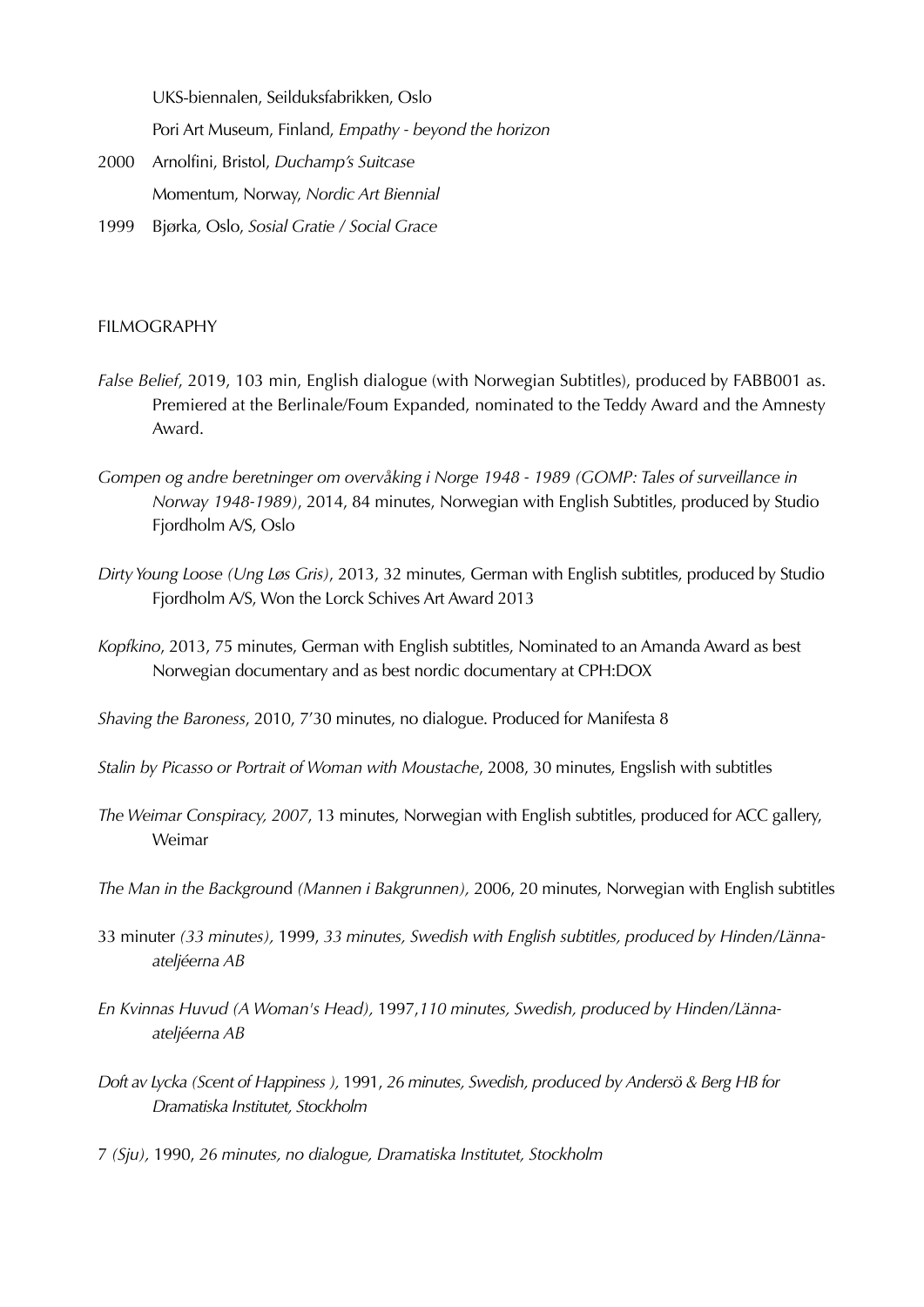UKS-biennalen, Seilduksfabrikken, Oslo

Pori Art Museum, Finland, *Empathy - beyond the horizon*

2000 Arnolfini, Bristol, *Duchamp's Suitcase*

Momentum, Norway, *Nordic Art Biennial*

1999 Bjørka, Oslo, *Sosial Gratie / Social Grace*

FILMOGRAPHY

*False Belief*, 2019, 103 min, English dialogue (with Norwegian Subtitles), produced by FABB001 as. Premiered at the Berlinale/Foum Expanded, nominated to the Teddy Award and the Amnesty Award.

*Gompen og andre beretninger om overvåking i Norge 1948 - 1989 (GOMP: Tales of surveillance in Norway 1948-1989)*, 2014, 84 minutes, Norwegian with English Subtitles, produced by Studio Fjordholm A/S, Oslo

*Dirty Young Loose (Ung Løs Gris)*, 2013, 32 minutes, German with English subtitles, produced by Studio Fjordholm A/S, Won the Lorck Schives Art Award 2013

*Kopfkino*, 2013, 75 minutes, German with English subtitles, Nominated to an Amanda Award as best Norwegian documentary and as best nordic documentary at CPH:DOX

*Shaving the Baroness*, 2010, 7'30 minutes, no dialogue. Produced for Manifesta 8

*Stalin by Picasso or Portrait of Woman with Moustache*, 2008, 30 minutes, Engslish with subtitles

*The Weimar Conspiracy, 2007*, 13 minutes, Norwegian with English subtitles, produced for ACC gallery, Weimar

*The Man in the Backgroun*d *(Mannen i Bakgrunnen),* 2006, 20 minutes, Norwegian with English subtitles

33 minuter *(33 minutes),* 1999, *33 minutes, Swedish with English subtitles, produced by Hinden/Länna-ateljéerna AB*

*En Kvinnas Huvud (A Woman's Head),* 1997,*110 minutes, Swedish, produced by Hinden/Länna-ateljéerna AB*

*Doft av Lycka (Scent of Happiness ),* 1991, *26 minutes, Swedish, produced by Andersö & Berg HB for Dramatiska Institutet, Stockholm*

7 *(Sju),* 1990, *26 minutes, no dialogue, Dramatiska Institutet, Stockholm*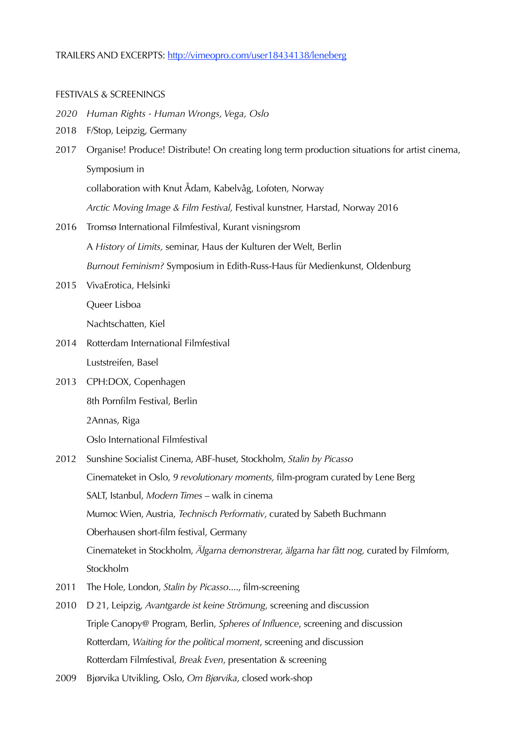TRAILERS AND EXCERPTS: [http://vimeopro.com/user18434138/leneberg](http://vimeopro.com/user18434138/leneberg)

FESTIVALS & SCREENINGS

*2020 Human Rights - Human Wrongs, Vega, Oslo*

2018 F/Stop, Leipzig, Germany

2017 Organise! Produce! Distribute! On creating long term production situations for artist cinema, Symposium in collaboration with Knut Ådam, Kabelvåg, Lofoten, Norway

*Arctic Moving Image & Film Festival,* Festival kunstner, Harstad, Norway 2016

2016 Tromsø International Filmfestival, Kurant visningsrom

A *History of Limits,* seminar, Haus der Kulturen der Welt, Berlin

*Burnout Feminism?* Symposium in Edith-Russ-Haus für Medienkunst, Oldenburg

2015 VivaErotica, Helsinki

Queer Lisboa

Nachtschatten, Kiel

2014 Rotterdam International Filmfestival

Luststreifen, Basel

2013 CPH:DOX, Copenhagen

8th Pornfilm Festival, Berlin

2Annas, Riga

Oslo International Filmfestival

2012 Sunshine Socialist Cinema, ABF-huset, Stockholm, *Stalin by Picasso*

Cinemateket in Oslo, *9 revolutionary moments,* film-program curated by Lene Berg

SALT, Istanbul, *Modern Times* – walk in cinema

Mumoc Wien, Austria, *Technisch Performativ*, curated by Sabeth Buchmann

Oberhausen short-film festival, Germany

Cinemateket in Stockholm, *Älgarna demonstrerar, älgarna har fått nog,* curated by Filmform, Stockholm

2011 The Hole, London, *Stalin by Picasso*...., film-screening

2010 D 21, Leipzig, *Avantgarde ist keine Strömung*, screening and discussion

Triple Canopy@ Program, Berlin, *Spheres of Influence*, screening and discussion

Rotterdam, *Waiting for the political moment*, screening and discussion

Rotterdam Filmfestival, *Break Even*, presentation & screening

2009 Bjørvika Utvikling, Oslo, *Om Bjørvika*, closed work-shop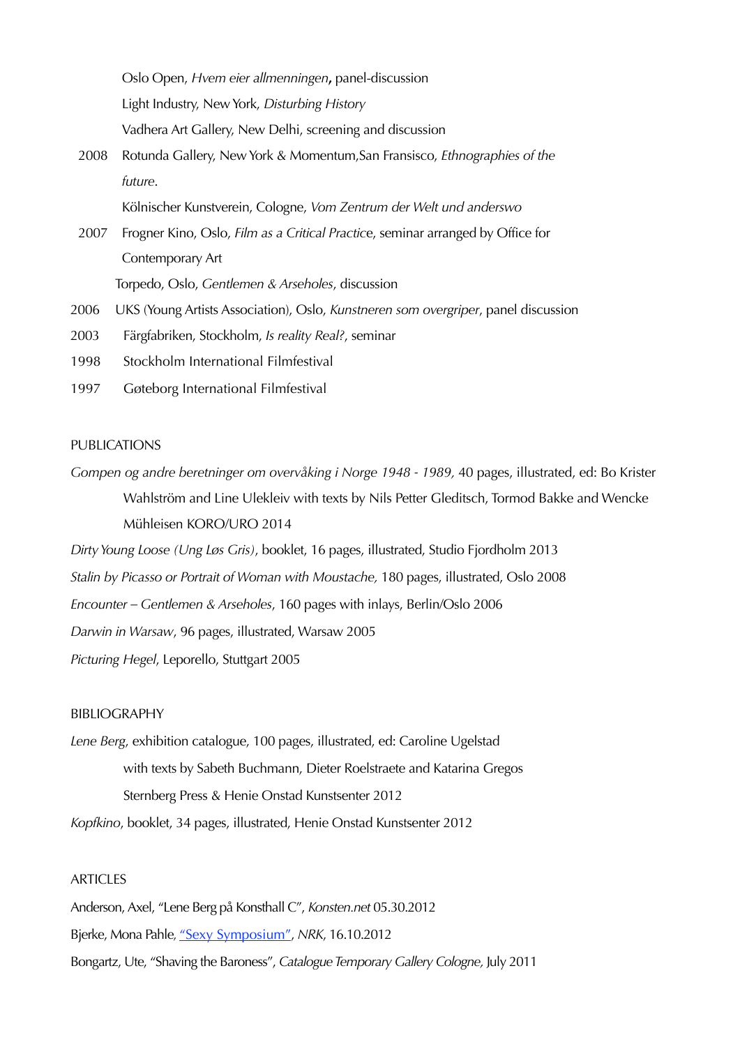Oslo Open, *Hvem eier allmenningen***,** panel-discussion

Light Industry, New York, *Disturbing History*

Vadhera Art Gallery, New Delhi, screening and discussion

2008 Rotunda Gallery, New York & Momentum,San Fransisco, *Ethnographies of the future*.

Kölnischer Kunstverein, Cologne, *Vom Zentrum der Welt und anderswo*

2007 Frogner Kino, Oslo, *Film as a Critical Practic*e, seminar arranged by Office for Contemporary Art

Torpedo, Oslo, *Gentlemen & Arseholes*, discussion

2006 UKS (Young Artists Association), Oslo, *Kunstneren som overgriper*, panel discussion

2003 Färgfabriken, Stockholm, *Is reality Real?*, seminar

1998 Stockholm International Filmfestival

1997 Gøteborg International Filmfestival

PUBLICATIONS

*Gompen og andre beretninger om overvåking i Norge 1948 - 1989,* 40 pages, illustrated, ed: Bo Krister Wahlström and Line Ulekleiv with texts by Nils Petter Gleditsch, Tormod Bakke and Wencke Mühleisen KORO/URO 2014

*Dirty Young Loose (Ung Løs Gris)*, booklet, 16 pages, illustrated, Studio Fjordholm 2013

*Stalin by Picasso or Portrait of Woman with Moustache,* 180 pages, illustrated, Oslo 2008

*Encounter – Gentlemen & Arseholes*, 160 pages with inlays, Berlin/Oslo 2006

*Darwin in Warsaw*, 96 pages, illustrated, Warsaw 2005

*Picturing Hegel*, Leporello, Stuttgart 2005

BIBLIOGRAPHY

*Lene Berg*, exhibition catalogue, 100 pages, illustrated, ed: Caroline Ugelstad with texts by Sabeth Buchmann, Dieter Roelstraete and Katarina Gregos Sternberg Press & Henie Onstad Kunstsenter 2012

*Kopfkino*, booklet, 34 pages, illustrated, Henie Onstad Kunstsenter 2012

ARTICLES

Anderson, Axel, "Lene Berg på Konsthall C", *Konsten.net* 05.30.2012

Bjerke, Mona Pahle, "Sexy Symposium", *NRK*, 16.10.2012

Bongartz, Ute, "Shaving the Baroness", *Catalogue Temporary Gallery Cologne,* July 2011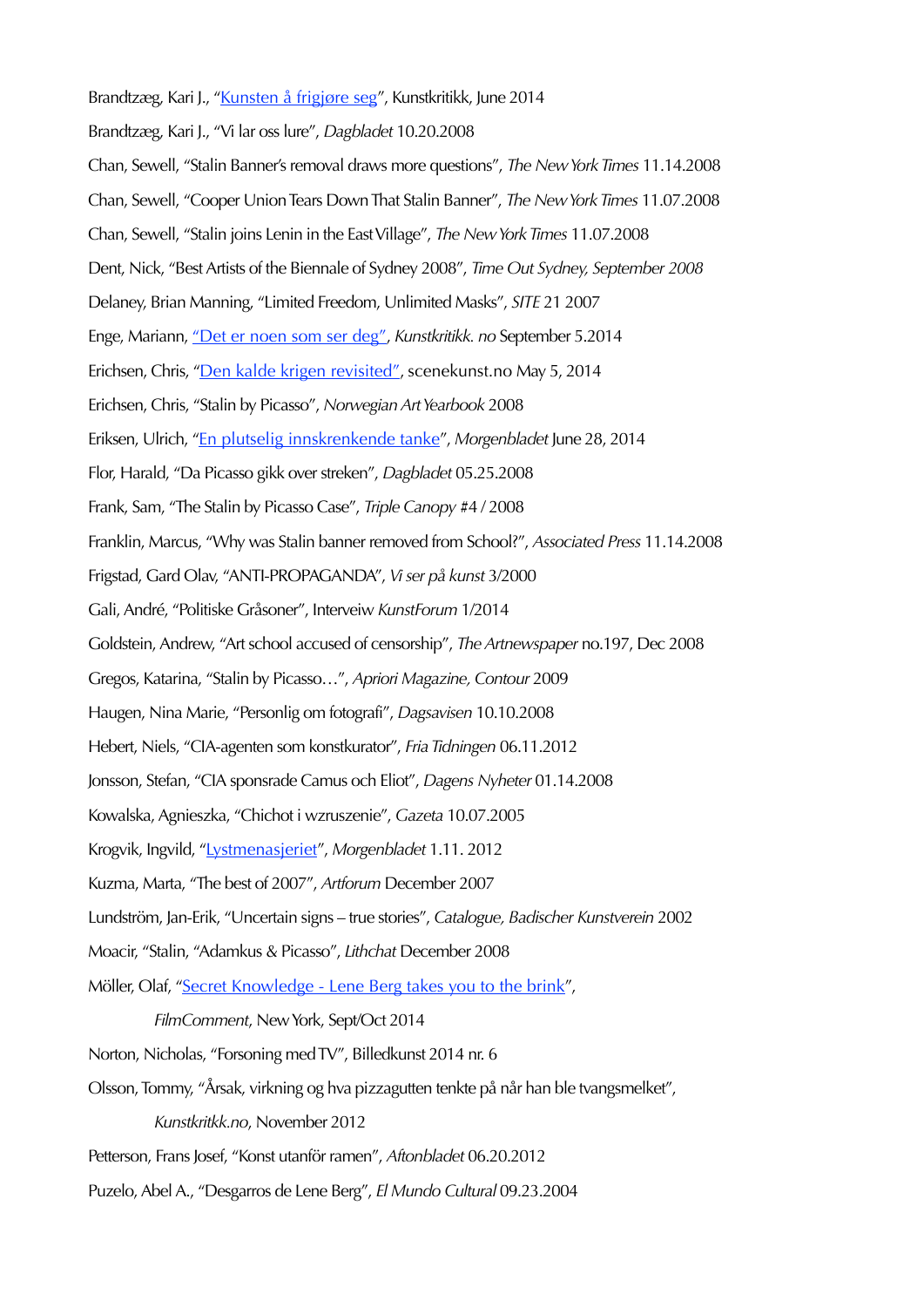Brandtzæg, Kari J., "Kunsten å frigjøre seg", Kunstkritikk, June 2014

Brandtzæg, Kari J., "Vi lar oss lure", *Dagbladet* 10.20.2008

Chan, Sewell, "Stalin Banner's removal draws more questions", *The New York Times* 11.14.2008

Chan, Sewell, "Cooper Union Tears Down That Stalin Banner", *The New York Times* 11.07.2008

Chan, Sewell, "Stalin joins Lenin in the East Village", *The New York Times* 11.07.2008

Dent, Nick, "Best Artists of the Biennale of Sydney 2008", *Time Out Sydney, September 2008*

Delaney, Brian Manning, "Limited Freedom, Unlimited Masks", *SITE* 21 2007

Enge, Mariann, "Det er noen som ser deg", *Kunstkritikk. no* September 5.2014

Erichsen, Chris, "Den kalde krigen revisited", scenekunst.no May 5, 2014

Erichsen, Chris, "Stalin by Picasso", *Norwegian Art Yearbook* 2008

Eriksen, Ulrich, "En plutselig innskrenkende tanke", *Morgenbladet* June 28, 2014

Flor, Harald, "Da Picasso gikk over streken", *Dagbladet* 05.25.2008

Frank, Sam, "The Stalin by Picasso Case", *Triple Canopy* #4 / 2008

Franklin, Marcus, "Why was Stalin banner removed from School?", *Associated Press* 11.14.2008

Frigstad, Gard Olav, "ANTI-PROPAGANDA", *Vi ser på kunst* 3/2000

Gali, André, "Politiske Gråsoner", Interveiw *KunstForum* 1/2014

Goldstein, Andrew, "Art school accused of censorship", *The Artnewspaper* no.197, Dec 2008

Gregos, Katarina, "Stalin by Picasso…", *Apriori Magazine, Contour* 2009

Haugen, Nina Marie, "Personlig om fotografi", *Dagsavisen* 10.10.2008

Hebert, Niels, "CIA-agenten som konstkurator", *Fria Tidningen* 06.11.2012

Jonsson, Stefan, "CIA sponsrade Camus och Eliot", *Dagens Nyheter* 01.14.2008

Kowalska, Agnieszka, "Chichot i wzruszenie", *Gazeta* 10.07.2005

Krogvik, Ingvild, "Lystmenasjeriet", *Morgenbladet* 1.11. 2012

Kuzma, Marta, "The best of 2007", *Artforum* December 2007

Lundström, Jan-Erik, "Uncertain signs – true stories", *Catalogue, Badischer Kunstverein* 2002

Moacir, "Stalin, "Adamkus & Picasso", *Lithchat* December 2008

Möller, Olaf, "Secret Knowledge - Lene Berg takes you to the brink",
*FilmComment*, New York, Sept/Oct 2014

Norton, Nicholas, "Forsoning med TV", Billedkunst 2014 nr. 6

Olsson, Tommy, "Årsak, virkning og hva pizzagutten tenkte på når han ble tvangsmelket",
*Kunstkritkk.no*, November 2012

Petterson, Frans Josef, "Konst utanför ramen", *Aftonbladet* 06.20.2012

Puzelo, Abel A., "Desgarros de Lene Berg", *El Mundo Cultural* 09.23.2004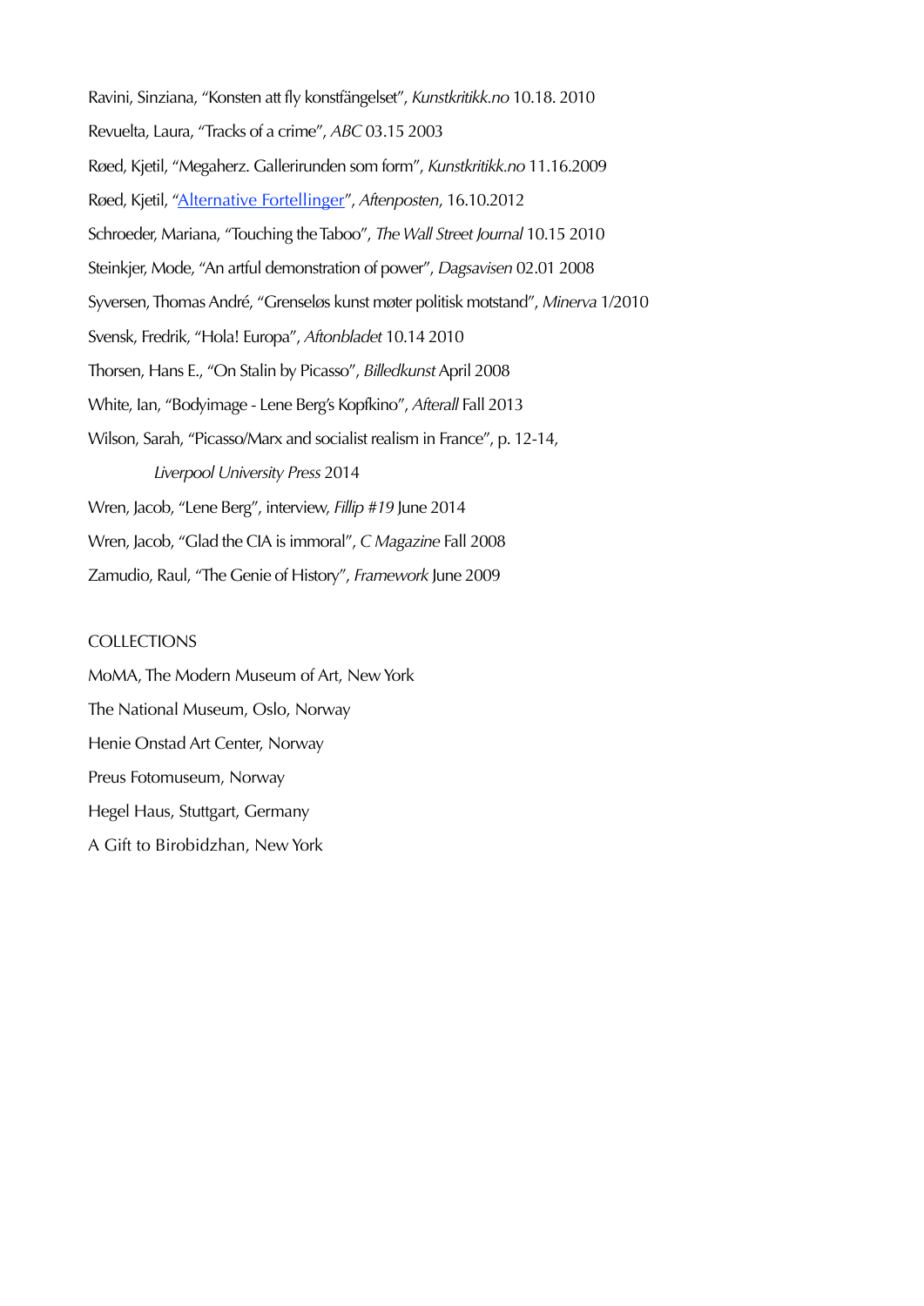Ravini, Sinziana, "Konsten att fly konstfängelset", *Kunstkritikk.no* 10.18. 2010

Revuelta, Laura, "Tracks of a crime", *ABC* 03.15 2003

Røed, Kjetil, "Megaherz. Gallerirunden som form", *Kunstkritikk.no* 11.16.2009

Røed, Kjetil, "Alternative Fortellinger", *Aftenposten*, 16.10.2012

Schroeder, Mariana, "Touching the Taboo", *The Wall Street Journal* 10.15 2010

Steinkjer, Mode, "An artful demonstration of power", *Dagsavisen* 02.01 2008

Syversen, Thomas André, "Grenseløs kunst møter politisk motstand", *Minerva* 1/2010

Svensk, Fredrik, "Hola! Europa", *Aftonbladet* 10.14 2010

Thorsen, Hans E., "On Stalin by Picasso", *Billedkunst* April 2008

White, Ian, "Bodyimage - Lene Berg's Kopfkino", *Afterall* Fall 2013

Wilson, Sarah, "Picasso/Marx and socialist realism in France", p. 12-14, *Liverpool University Press* 2014

Wren, Jacob, "Lene Berg", interview, *Fillip #19* June 2014

Wren, Jacob, "Glad the CIA is immoral", *C Magazine* Fall 2008

Zamudio, Raul, "The Genie of History", *Framework* June 2009

COLLECTIONS

MoMA, The Modern Museum of Art, New York

The National Museum, Oslo, Norway

Henie Onstad Art Center, Norway

Preus Fotomuseum, Norway

Hegel Haus, Stuttgart, Germany

A Gift to Birobidzhan, New York